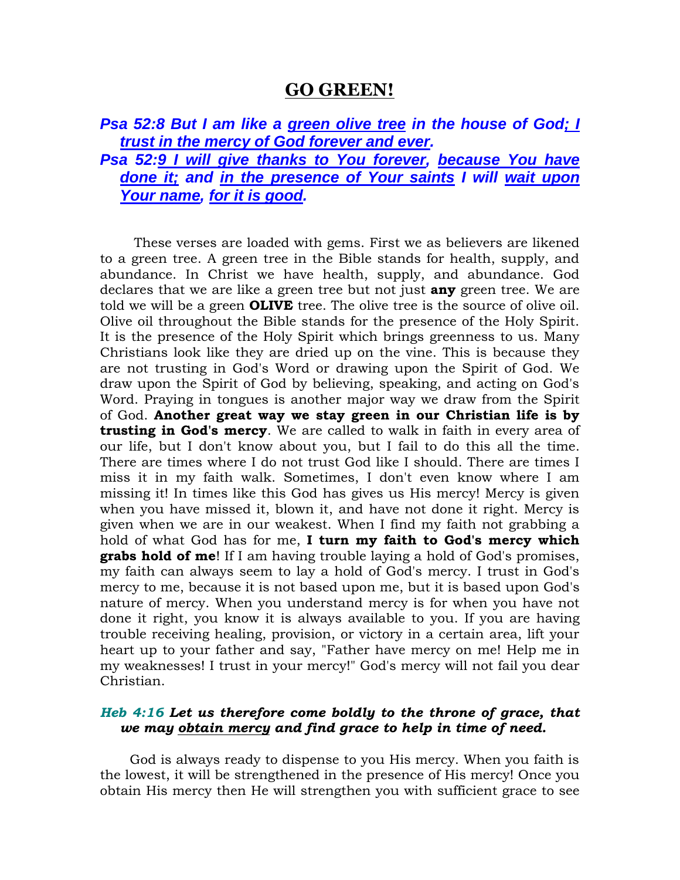# GO GREEN!

***Psa 52:8 But I am like a <u>green olive tree</u> in the house of God<u>; I trust in the mercy of God forever and ever</u>.***

***Psa 52:<u>9 I will give thanks to You forever</u>, <u>because You have done it;</u> and <u>in the presence of Your saints</u> I will <u>wait upon Your name</u>, <u>for it is good</u>.***

These verses are loaded with gems. First we as believers are likened to a green tree. A green tree in the Bible stands for health, supply, and abundance. In Christ we have health, supply, and abundance. God declares that we are like a green tree but not just **any** green tree. We are told we will be a green **OLIVE** tree. The olive tree is the source of olive oil. Olive oil throughout the Bible stands for the presence of the Holy Spirit. It is the presence of the Holy Spirit which brings greenness to us. Many Christians look like they are dried up on the vine. This is because they are not trusting in God's Word or drawing upon the Spirit of God. We draw upon the Spirit of God by believing, speaking, and acting on God's Word. Praying in tongues is another major way we draw from the Spirit of God. **Another great way we stay green in our Christian life is by trusting in God's mercy**. We are called to walk in faith in every area of our life, but I don't know about you, but I fail to do this all the time. There are times where I do not trust God like I should. There are times I miss it in my faith walk. Sometimes, I don't even know where I am missing it! In times like this God has gives us His mercy! Mercy is given when you have missed it, blown it, and have not done it right. Mercy is given when we are in our weakest. When I find my faith not grabbing a hold of what God has for me, **I turn my faith to God's mercy which grabs hold of me**! If I am having trouble laying a hold of God's promises, my faith can always seem to lay a hold of God's mercy. I trust in God's mercy to me, because it is not based upon me, but it is based upon God's nature of mercy. When you understand mercy is for when you have not done it right, you know it is always available to you. If you are having trouble receiving healing, provision, or victory in a certain area, lift your heart up to your father and say, "Father have mercy on me! Help me in my weaknesses! I trust in your mercy!" God's mercy will not fail you dear Christian.

***Heb 4:16 Let us therefore come boldly to the throne of grace, that we may <u>obtain mercy</u> and find grace to help in time of need.***

God is always ready to dispense to you His mercy. When you faith is the lowest, it will be strengthened in the presence of His mercy! Once you obtain His mercy then He will strengthen you with sufficient grace to see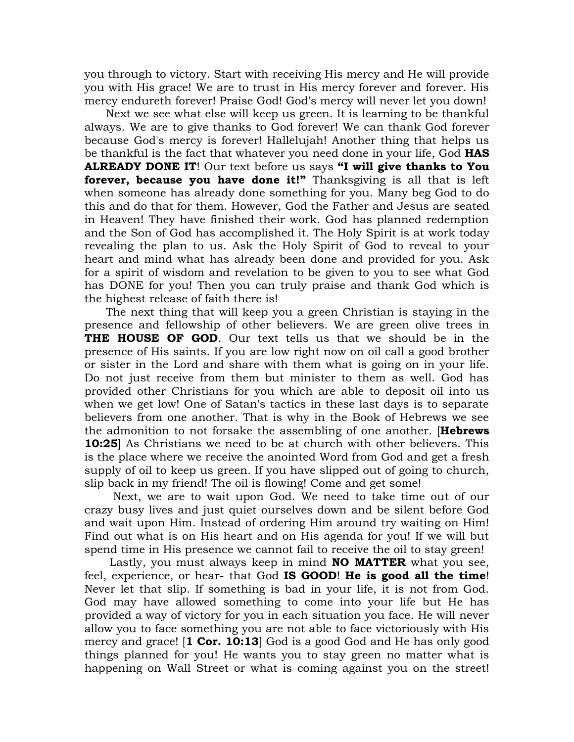you through to victory. Start with receiving His mercy and He will provide you with His grace! We are to trust in His mercy forever and forever. His mercy endureth forever! Praise God! God's mercy will never let you down!

Next we see what else will keep us green. It is learning to be thankful always. We are to give thanks to God forever! We can thank God forever because God's mercy is forever! Hallelujah! Another thing that helps us be thankful is the fact that whatever you need done in your life, God **HAS ALREADY DONE IT**! Our text before us says **"I will give thanks to You forever, because you have done it!"** Thanksgiving is all that is left when someone has already done something for you. Many beg God to do this and do that for them. However, God the Father and Jesus are seated in Heaven! They have finished their work. God has planned redemption and the Son of God has accomplished it. The Holy Spirit is at work today revealing the plan to us. Ask the Holy Spirit of God to reveal to your heart and mind what has already been done and provided for you. Ask for a spirit of wisdom and revelation to be given to you to see what God has DONE for you! Then you can truly praise and thank God which is the highest release of faith there is!

The next thing that will keep you a green Christian is staying in the presence and fellowship of other believers. We are green olive trees in **THE HOUSE OF GOD**. Our text tells us that we should be in the presence of His saints. If you are low right now on oil call a good brother or sister in the Lord and share with them what is going on in your life. Do not just receive from them but minister to them as well. God has provided other Christians for you which are able to deposit oil into us when we get low! One of Satan's tactics in these last days is to separate believers from one another. That is why in the Book of Hebrews we see the admonition to not forsake the assembling of one another. [**Hebrews 10:25**] As Christians we need to be at church with other believers. This is the place where we receive the anointed Word from God and get a fresh supply of oil to keep us green. If you have slipped out of going to church, slip back in my friend! The oil is flowing! Come and get some!

Next, we are to wait upon God. We need to take time out of our crazy busy lives and just quiet ourselves down and be silent before God and wait upon Him. Instead of ordering Him around try waiting on Him! Find out what is on His heart and on His agenda for you! If we will but spend time in His presence we cannot fail to receive the oil to stay green!

Lastly, you must always keep in mind **NO MATTER** what you see, feel, experience, or hear- that God **IS GOOD**! **He is good all the time**! Never let that slip. If something is bad in your life, it is not from God. God may have allowed something to come into your life but He has provided a way of victory for you in each situation you face. He will never allow you to face something you are not able to face victoriously with His mercy and grace! [**1 Cor. 10:13**] God is a good God and He has only good things planned for you! He wants you to stay green no matter what is happening on Wall Street or what is coming against you on the street!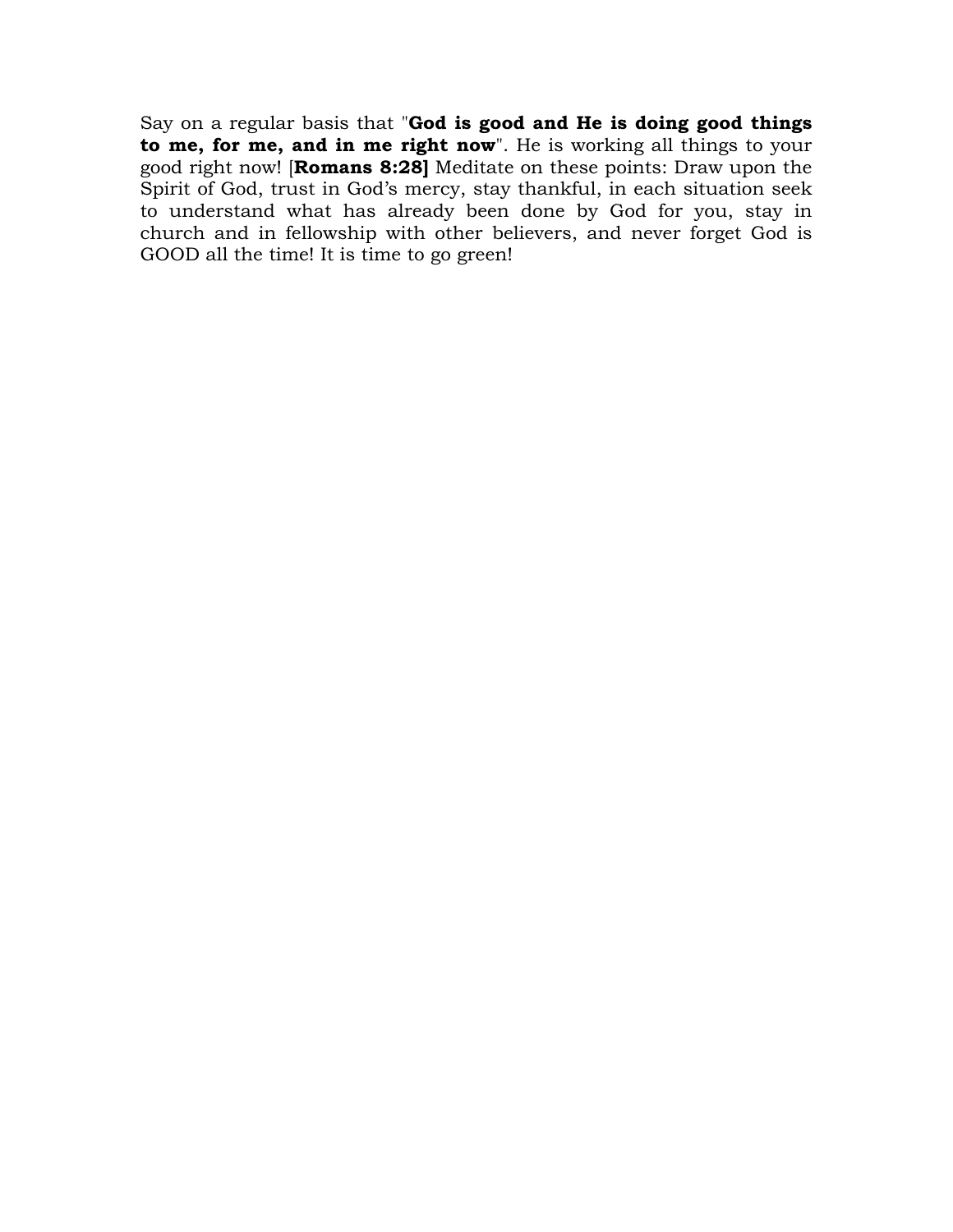Say on a regular basis that "**God is good and He is doing good things to me, for me, and in me right now**". He is working all things to your good right now! [**Romans 8:28]** Meditate on these points: Draw upon the Spirit of God, trust in God's mercy, stay thankful, in each situation seek to understand what has already been done by God for you, stay in church and in fellowship with other believers, and never forget God is GOOD all the time! It is time to go green!